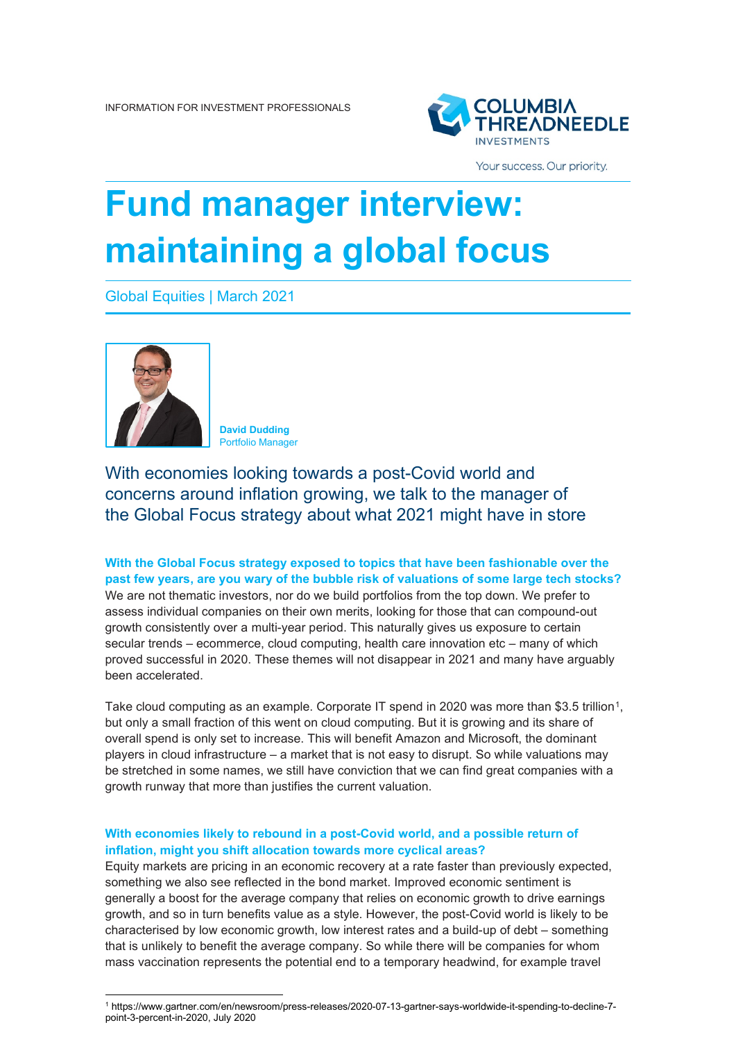INFORMATION FOR INVESTMENT PROFESSIONALS

# Fund manager interview: maintaining a global focus

Global Equities | March 2021

**David Dudding**
Portfolio Manager

## With economies looking towards a post-Covid world and concerns around inflation growing, we talk to the manager of the Global Focus strategy about what 2021 might have in store

**With the Global Focus strategy exposed to topics that have been fashionable over the past few years, are you wary of the bubble risk of valuations of some large tech stocks?**

We are not thematic investors, nor do we build portfolios from the top down. We prefer to assess individual companies on their own merits, looking for those that can compound-out growth consistently over a multi-year period. This naturally gives us exposure to certain secular trends – ecommerce, cloud computing, health care innovation etc – many of which proved successful in 2020. These themes will not disappear in 2021 and many have arguably been accelerated.

Take cloud computing as an example. Corporate IT spend in 2020 was more than $3.5 trillion[1], but only a small fraction of this went on cloud computing. But it is growing and its share of overall spend is only set to increase. This will benefit Amazon and Microsoft, the dominant players in cloud infrastructure – a market that is not easy to disrupt. So while valuations may be stretched in some names, we still have conviction that we can find great companies with a growth runway that more than justifies the current valuation.

**With economies likely to rebound in a post-Covid world, and a possible return of inflation, might you shift allocation towards more cyclical areas?**

Equity markets are pricing in an economic recovery at a rate faster than previously expected, something we also see reflected in the bond market. Improved economic sentiment is generally a boost for the average company that relies on economic growth to drive earnings growth, and so in turn benefits value as a style. However, the post-Covid world is likely to be characterised by low economic growth, low interest rates and a build-up of debt – something that is unlikely to benefit the average company. So while there will be companies for whom mass vaccination represents the potential end to a temporary headwind, for example travel

[1] https://www.gartner.com/en/newsroom/press-releases/2020-07-13-gartner-says-worldwide-it-spending-to-decline-7-point-3-percent-in-2020, July 2020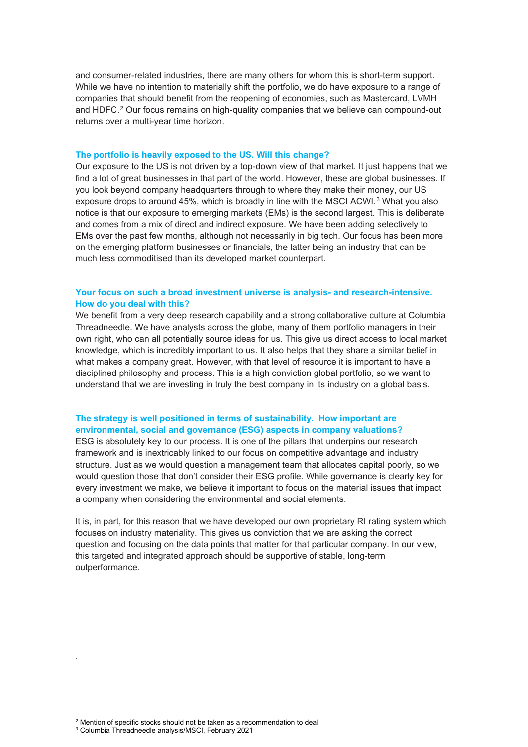and consumer-related industries, there are many others for whom this is short-term support. While we have no intention to materially shift the portfolio, we do have exposure to a range of companies that should benefit from the reopening of economies, such as Mastercard, LVMH and HDFC.[2] Our focus remains on high-quality companies that we believe can compound-out returns over a multi-year time horizon.

### The portfolio is heavily exposed to the US. Will this change?

Our exposure to the US is not driven by a top-down view of that market. It just happens that we find a lot of great businesses in that part of the world. However, these are global businesses. If you look beyond company headquarters through to where they make their money, our US exposure drops to around 45%, which is broadly in line with the MSCI ACWI.[3] What you also notice is that our exposure to emerging markets (EMs) is the second largest. This is deliberate and comes from a mix of direct and indirect exposure. We have been adding selectively to EMs over the past few months, although not necessarily in big tech. Our focus has been more on the emerging platform businesses or financials, the latter being an industry that can be much less commoditised than its developed market counterpart.

### Your focus on such a broad investment universe is analysis- and research-intensive. How do you deal with this?

We benefit from a very deep research capability and a strong collaborative culture at Columbia Threadneedle. We have analysts across the globe, many of them portfolio managers in their own right, who can all potentially source ideas for us. This give us direct access to local market knowledge, which is incredibly important to us. It also helps that they share a similar belief in what makes a company great. However, with that level of resource it is important to have a disciplined philosophy and process. This is a high conviction global portfolio, so we want to understand that we are investing in truly the best company in its industry on a global basis.

### The strategy is well positioned in terms of sustainability. How important are environmental, social and governance (ESG) aspects in company valuations?

ESG is absolutely key to our process. It is one of the pillars that underpins our research framework and is inextricably linked to our focus on competitive advantage and industry structure. Just as we would question a management team that allocates capital poorly, so we would question those that don't consider their ESG profile. While governance is clearly key for every investment we make, we believe it important to focus on the material issues that impact a company when considering the environmental and social elements.

It is, in part, for this reason that we have developed our own proprietary RI rating system which focuses on industry materiality. This gives us conviction that we are asking the correct question and focusing on the data points that matter for that particular company. In our view, this targeted and integrated approach should be supportive of stable, long-term outperformance.

.

---

[2] Mention of specific stocks should not be taken as a recommendation to deal

[3] Columbia Threadneedle analysis/MSCI, February 2021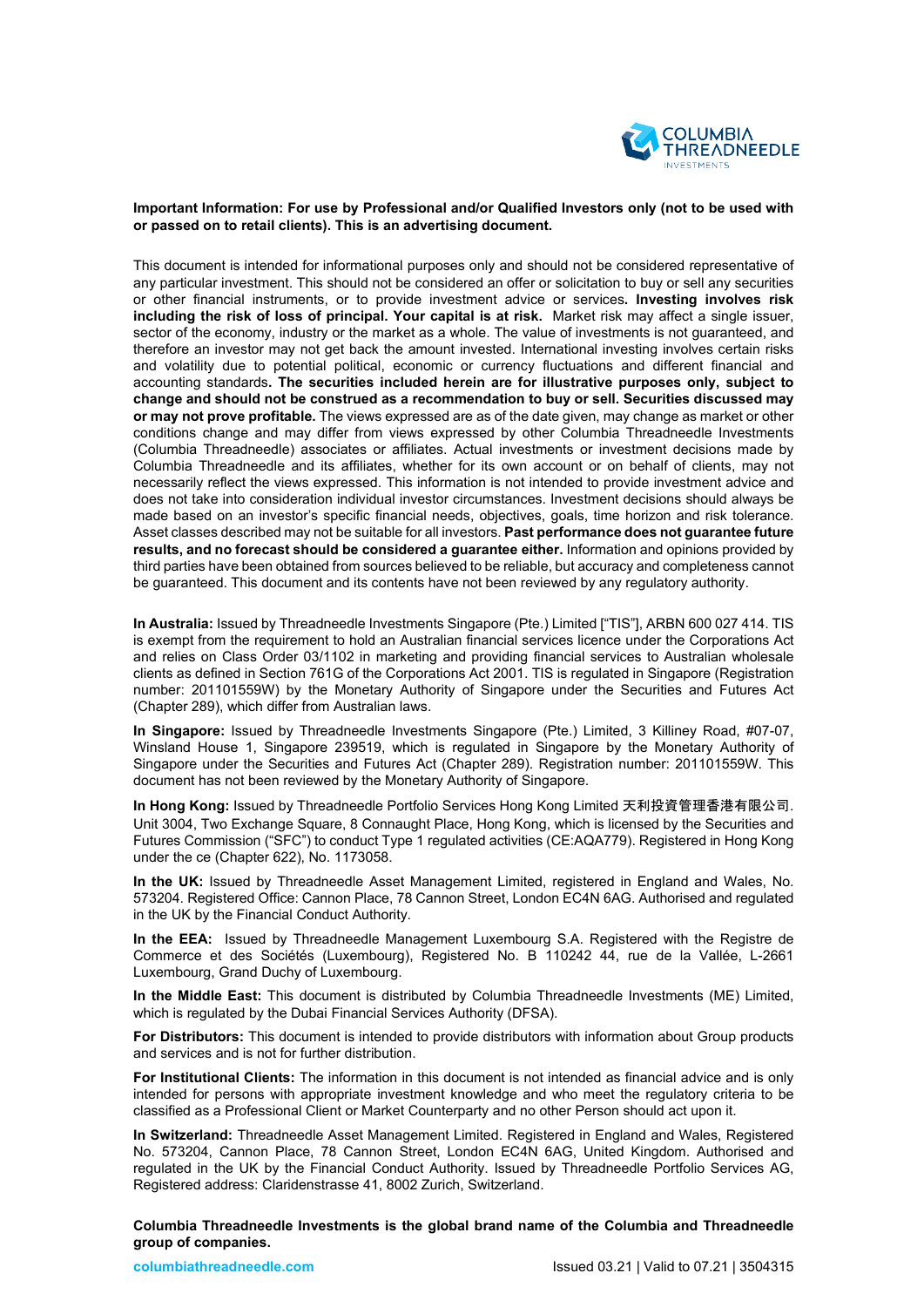**Important Information: For use by Professional and/or Qualified Investors only (not to be used with or passed on to retail clients). This is an advertising document.**

This document is intended for informational purposes only and should not be considered representative of any particular investment. This should not be considered an offer or solicitation to buy or sell any securities or other financial instruments, or to provide investment advice or services**. Investing involves risk including the risk of loss of principal. Your capital is at risk.** Market risk may affect a single issuer, sector of the economy, industry or the market as a whole. The value of investments is not guaranteed, and therefore an investor may not get back the amount invested. International investing involves certain risks and volatility due to potential political, economic or currency fluctuations and different financial and accounting standards**. The securities included herein are for illustrative purposes only, subject to change and should not be construed as a recommendation to buy or sell. Securities discussed may or may not prove profitable.** The views expressed are as of the date given, may change as market or other conditions change and may differ from views expressed by other Columbia Threadneedle Investments (Columbia Threadneedle) associates or affiliates. Actual investments or investment decisions made by Columbia Threadneedle and its affiliates, whether for its own account or on behalf of clients, may not necessarily reflect the views expressed. This information is not intended to provide investment advice and does not take into consideration individual investor circumstances. Investment decisions should always be made based on an investor's specific financial needs, objectives, goals, time horizon and risk tolerance. Asset classes described may not be suitable for all investors. **Past performance does not guarantee future results, and no forecast should be considered a guarantee either.** Information and opinions provided by third parties have been obtained from sources believed to be reliable, but accuracy and completeness cannot be guaranteed. This document and its contents have not been reviewed by any regulatory authority.

**In Australia:** Issued by Threadneedle Investments Singapore (Pte.) Limited ["TIS"], ARBN 600 027 414. TIS is exempt from the requirement to hold an Australian financial services licence under the Corporations Act and relies on Class Order 03/1102 in marketing and providing financial services to Australian wholesale clients as defined in Section 761G of the Corporations Act 2001. TIS is regulated in Singapore (Registration number: 201101559W) by the Monetary Authority of Singapore under the Securities and Futures Act (Chapter 289), which differ from Australian laws.

**In Singapore:** Issued by Threadneedle Investments Singapore (Pte.) Limited, 3 Killiney Road, #07-07, Winsland House 1, Singapore 239519, which is regulated in Singapore by the Monetary Authority of Singapore under the Securities and Futures Act (Chapter 289). Registration number: 201101559W. This document has not been reviewed by the Monetary Authority of Singapore.

**In Hong Kong:** Issued by Threadneedle Portfolio Services Hong Kong Limited 天利投資管理香港有限公司. Unit 3004, Two Exchange Square, 8 Connaught Place, Hong Kong, which is licensed by the Securities and Futures Commission ("SFC") to conduct Type 1 regulated activities (CE:AQA779). Registered in Hong Kong under the ce (Chapter 622), No. 1173058.

**In the UK:** Issued by Threadneedle Asset Management Limited, registered in England and Wales, No. 573204. Registered Office: Cannon Place, 78 Cannon Street, London EC4N 6AG. Authorised and regulated in the UK by the Financial Conduct Authority.

**In the EEA:** Issued by Threadneedle Management Luxembourg S.A. Registered with the Registre de Commerce et des Sociétés (Luxembourg), Registered No. B 110242 44, rue de la Vallée, L-2661 Luxembourg, Grand Duchy of Luxembourg.

**In the Middle East:** This document is distributed by Columbia Threadneedle Investments (ME) Limited, which is regulated by the Dubai Financial Services Authority (DFSA).

**For Distributors:** This document is intended to provide distributors with information about Group products and services and is not for further distribution.

**For Institutional Clients:** The information in this document is not intended as financial advice and is only intended for persons with appropriate investment knowledge and who meet the regulatory criteria to be classified as a Professional Client or Market Counterparty and no other Person should act upon it.

**In Switzerland:** Threadneedle Asset Management Limited. Registered in England and Wales, Registered No. 573204, Cannon Place, 78 Cannon Street, London EC4N 6AG, United Kingdom. Authorised and regulated in the UK by the Financial Conduct Authority. Issued by Threadneedle Portfolio Services AG, Registered address: Claridenstrasse 41, 8002 Zurich, Switzerland.

**Columbia Threadneedle Investments is the global brand name of the Columbia and Threadneedle group of companies.**

columbiathreadneedle.com

Issued 03.21 | Valid to 07.21 | 3504315